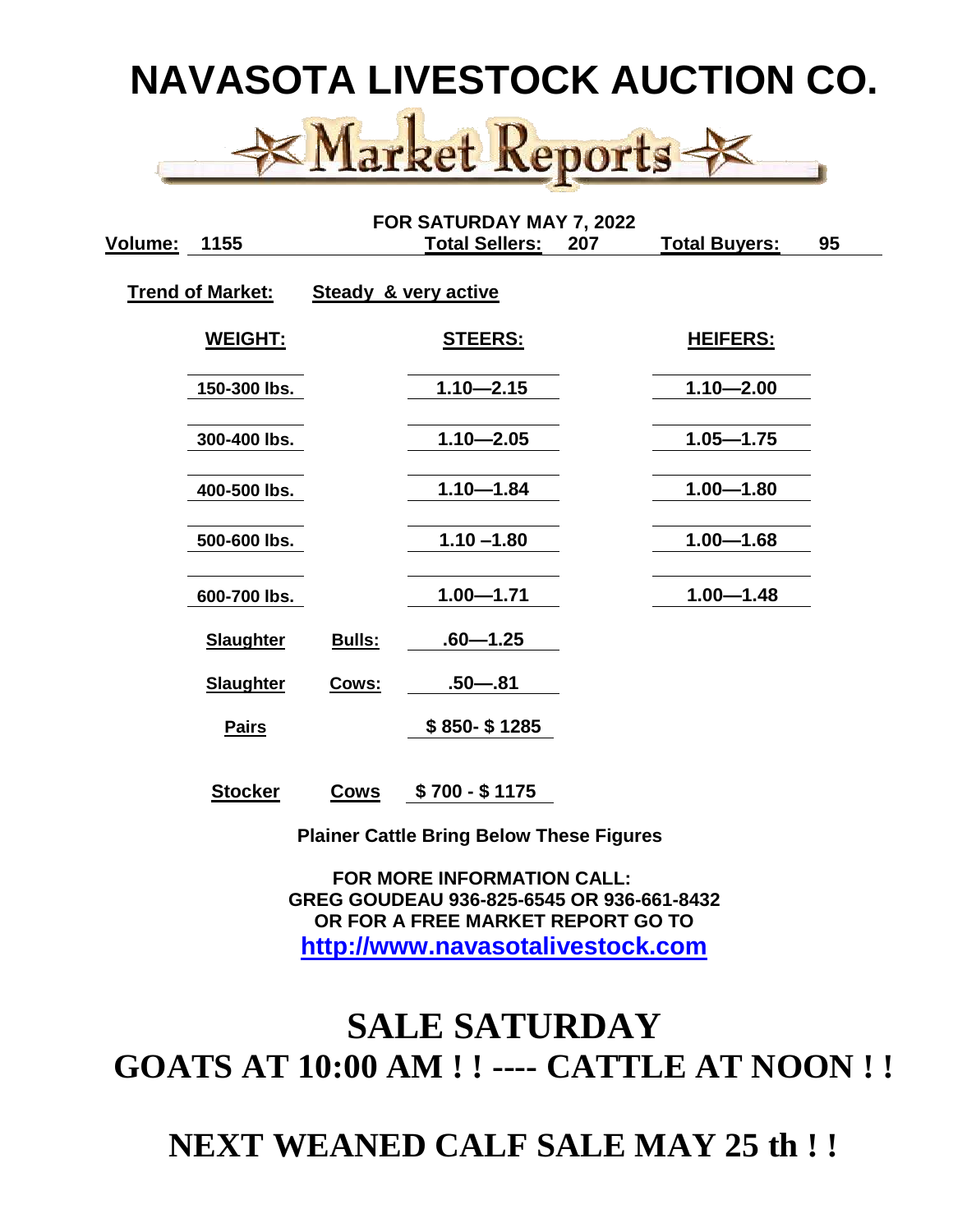# NAVASOTA LIVESTOCK AUCTION CO.

## Market Reports

**FOR SATURDAY MAY 7, 2022**

**Volume:** 1155 **Total Sellers:** 207 **Total Buyers:** 95

**Trend of Market:** **Steady & very active**

| WEIGHT: | STEERS: | HEIFERS: |
|---|---|---|
| 150-300 lbs. | 1.10—2.15 | 1.10—2.00 |
| 300-400 lbs. | 1.10—2.05 | 1.05—1.75 |
| 400-500 lbs. | 1.10—1.84 | 1.00—1.80 |
| 500-600 lbs. | 1.10 –1.80 | 1.00—1.68 |
| 600-700 lbs. | 1.00—1.71 | 1.00—1.48 |

| | | |
|---|---|---|
| Slaughter | Bulls: | .60—1.25 |
| Slaughter | Cows: | .50—.81 |
| Pairs | | $ 850- $ 1285 |
| Stocker | Cows | $ 700 - $ 1175 |

**Plainer Cattle Bring Below These Figures**

**FOR MORE INFORMATION CALL:**
**GREG GOUDEAU 936-825-6545 OR 936-661-8432**
**OR FOR A FREE MARKET REPORT GO TO**
**http://www.navasotalivestock.com**

# SALE SATURDAY
# GOATS AT 10:00 AM ! ! ---- CATTLE AT NOON ! !

# NEXT WEANED CALF SALE MAY 25 th ! !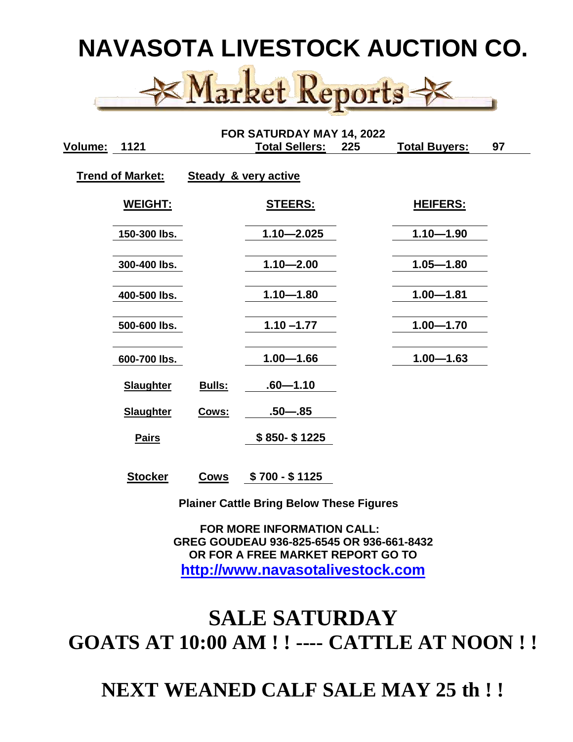# NAVASOTA LIVESTOCK AUCTION CO.

## Market Reports

**FOR SATURDAY MAY 14, 2022**

**Volume: 1121** **Total Sellers: 225** **Total Buyers: 97**

**Trend of Market: Steady & very active**

| WEIGHT: | STEERS: | HEIFERS: |
|---|---|---|
| 150-300 lbs. | 1.10—2.025 | 1.10—1.90 |
| 300-400 lbs. | 1.10—2.00 | 1.05—1.80 |
| 400-500 lbs. | 1.10—1.80 | 1.00—1.81 |
| 500-600 lbs. | 1.10 –1.77 | 1.00—1.70 |
| 600-700 lbs. | 1.00—1.66 | 1.00—1.63 |

| | | |
|---|---|---|
| Slaughter | Bulls: | .60—1.10 |
| Slaughter | Cows: | .50—.85 |
| Pairs | | $ 850- $ 1225 |
| Stocker | Cows | $ 700 - $ 1125 |

**Plainer Cattle Bring Below These Figures**

**FOR MORE INFORMATION CALL:**
**GREG GOUDEAU 936-825-6545 OR 936-661-8432**
**OR FOR A FREE MARKET REPORT GO TO**
**http://www.navasotalivestock.com**

# SALE SATURDAY
# GOATS AT 10:00 AM ! ! ---- CATTLE AT NOON ! !

# NEXT WEANED CALF SALE MAY 25 th ! !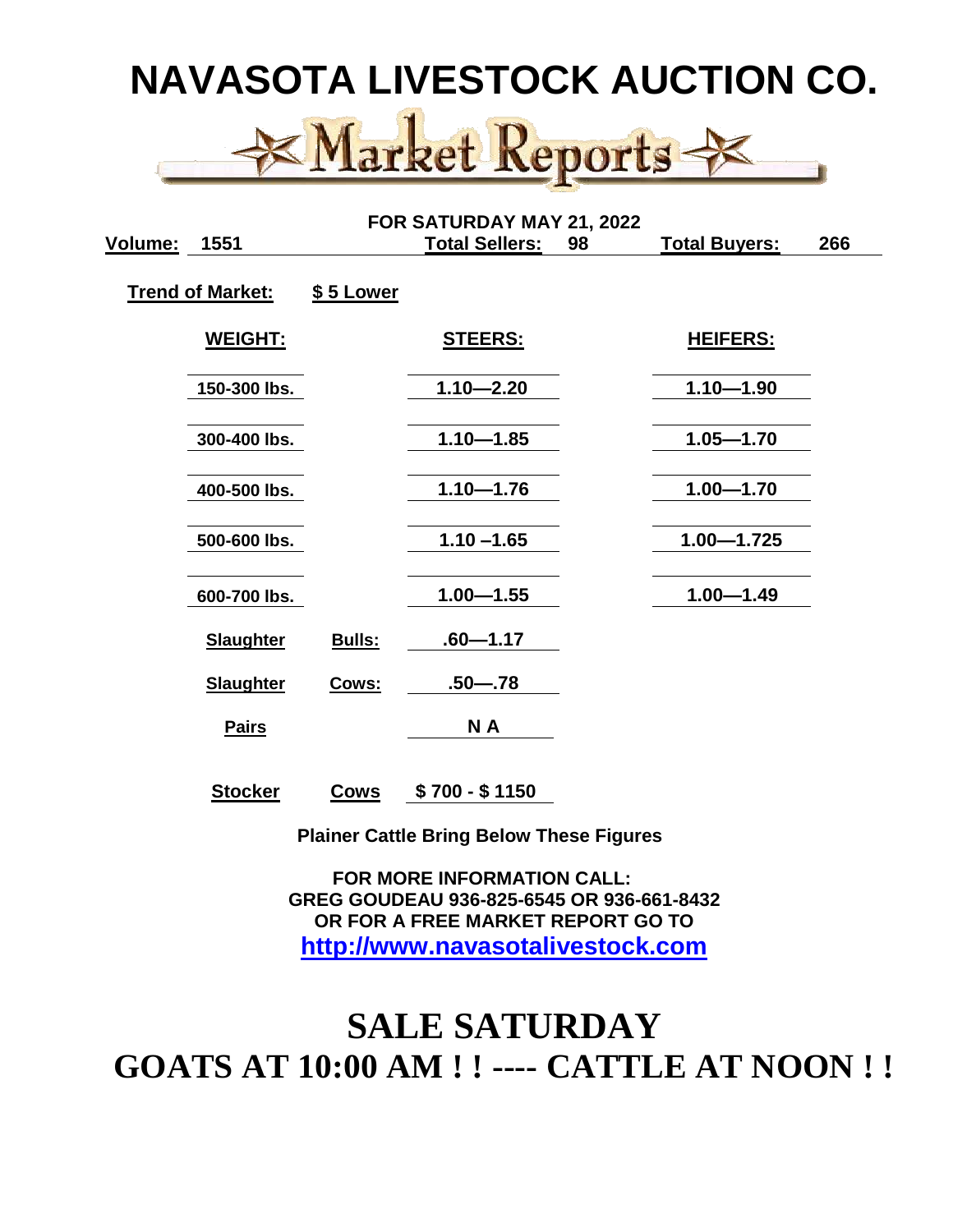# NAVASOTA LIVESTOCK AUCTION CO.

## Market Reports

**FOR SATURDAY MAY 21, 2022**

**Volume:** 1551 **Total Sellers:** 98 **Total Buyers:** 266

**Trend of Market:** **$ 5 Lower**

| WEIGHT: | STEERS: | HEIFERS: |
|---|---|---|
| 150-300 lbs. | 1.10—2.20 | 1.10—1.90 |
| 300-400 lbs. | 1.10—1.85 | 1.05—1.70 |
| 400-500 lbs. | 1.10—1.76 | 1.00—1.70 |
| 500-600 lbs. | 1.10 –1.65 | 1.00—1.725 |
| 600-700 lbs. | 1.00—1.55 | 1.00—1.49 |

| | | |
|---|---|---|
| **Slaughter** | **Bulls:** | .60—1.17 |
| **Slaughter** | **Cows:** | .50—.78 |
| **Pairs** | | N A |
| **Stocker** | **Cows** | $ 700 - $ 1150 |

**Plainer Cattle Bring Below These Figures**

**FOR MORE INFORMATION CALL:**
**GREG GOUDEAU 936-825-6545 OR 936-661-8432**
**OR FOR A FREE MARKET REPORT GO TO**
**http://www.navasotalivestock.com**

# SALE SATURDAY
# GOATS AT 10:00 AM ! ! ---- CATTLE AT NOON ! !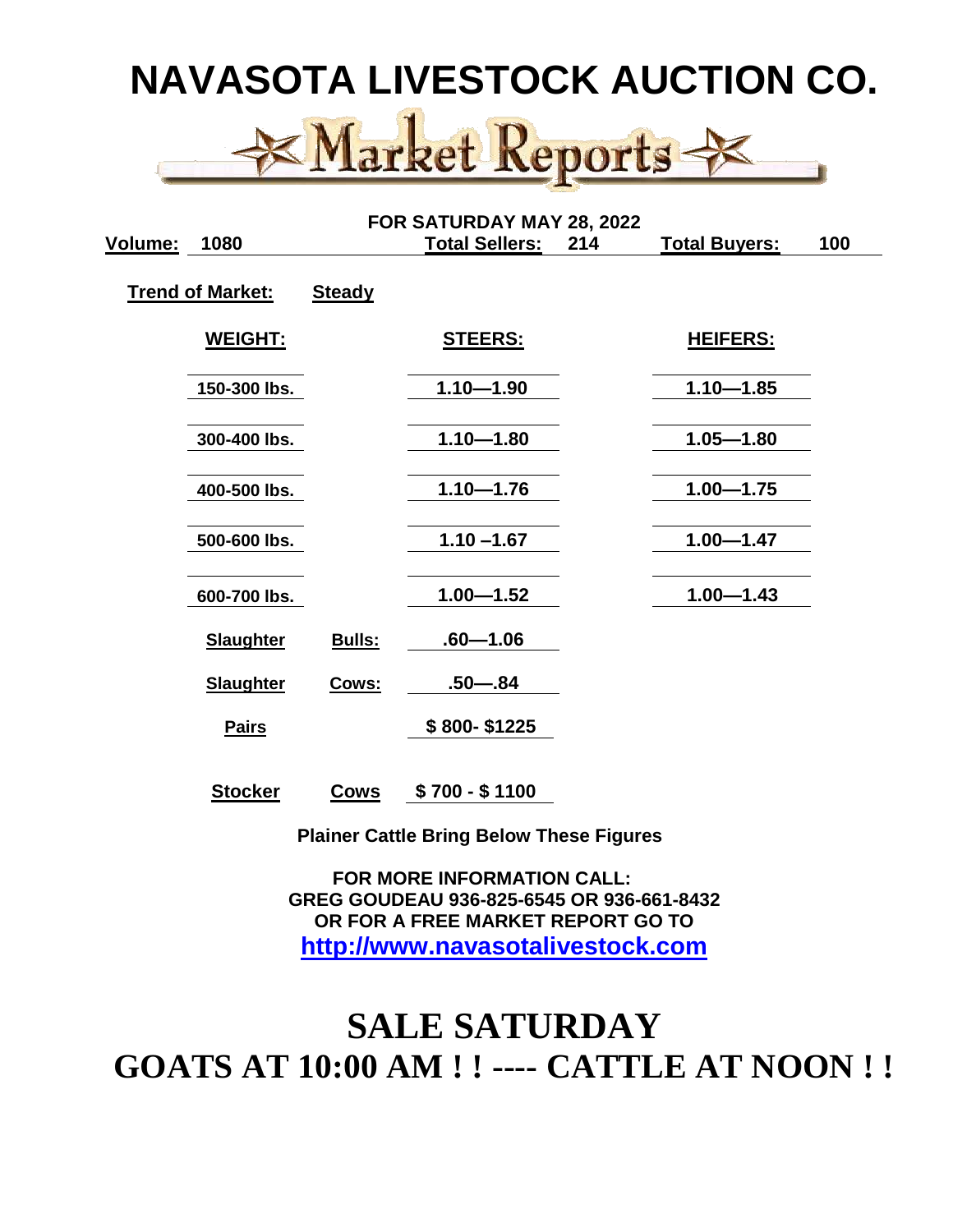# NAVASOTA LIVESTOCK AUCTION CO.

## Market Reports

**FOR SATURDAY MAY 28, 2022**

**Volume:** 1080 **Total Sellers:** 214 **Total Buyers:** 100

**Trend of Market:** **Steady**

| WEIGHT: | STEERS: | HEIFERS: |
|---|---|---|
| 150-300 lbs. | 1.10—1.90 | 1.10—1.85 |
| 300-400 lbs. | 1.10—1.80 | 1.05—1.80 |
| 400-500 lbs. | 1.10—1.76 | 1.00—1.75 |
| 500-600 lbs. | 1.10 –1.67 | 1.00—1.47 |
| 600-700 lbs. | 1.00—1.52 | 1.00—1.43 |

| | | |
|---|---|---|
| Slaughter | Bulls: | .60—1.06 |
| Slaughter | Cows: | .50—.84 |
| Pairs | | $ 800- $1225 |
| Stocker | Cows | $ 700 - $ 1100 |

**Plainer Cattle Bring Below These Figures**

**FOR MORE INFORMATION CALL:**
**GREG GOUDEAU 936-825-6545 OR 936-661-8432**
**OR FOR A FREE MARKET REPORT GO TO**
**http://www.navasotalivestock.com**

# SALE SATURDAY
# GOATS AT 10:00 AM ! ! ---- CATTLE AT NOON ! !